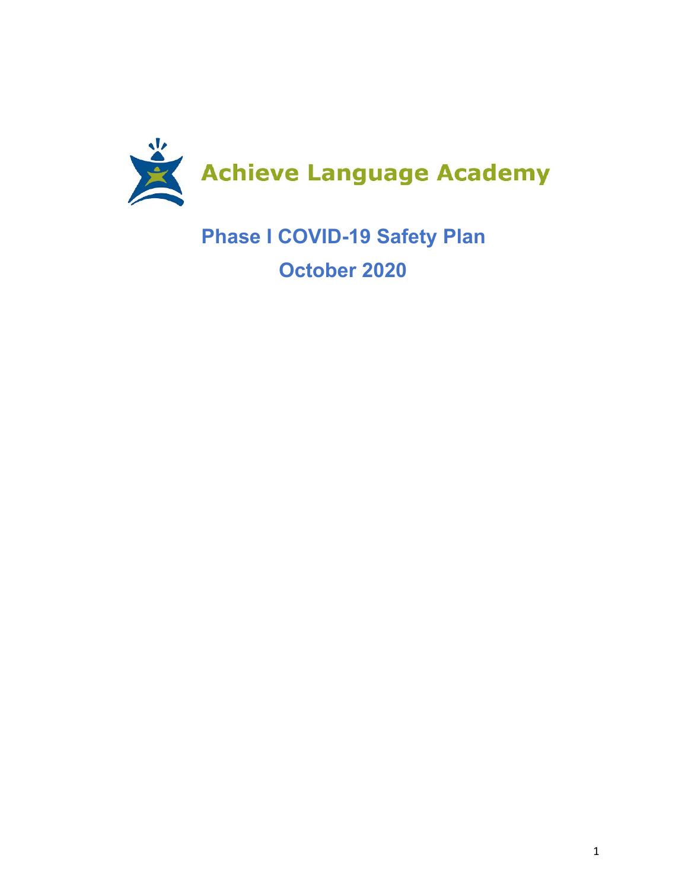Achieve Language Academy

# Phase I COVID-19 Safety Plan

## October 2020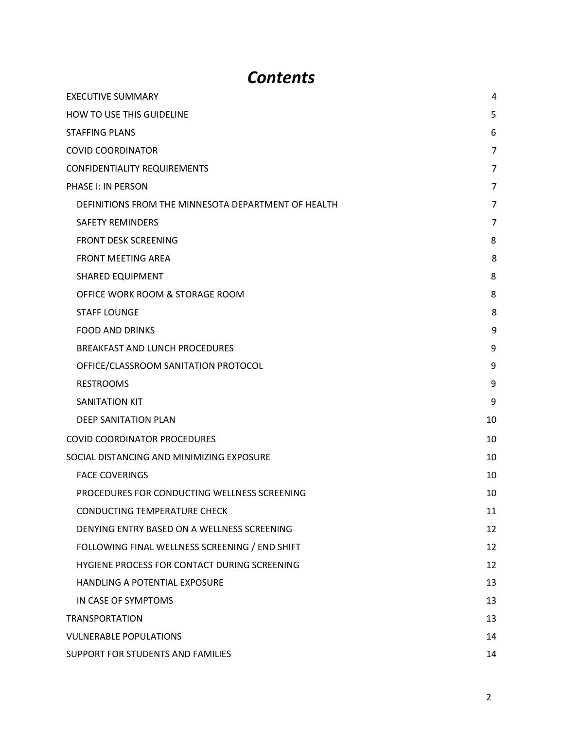# *Contents*

| | |
|---|---|
| EXECUTIVE SUMMARY | 4 |
| HOW TO USE THIS GUIDELINE | 5 |
| STAFFING PLANS | 6 |
| COVID COORDINATOR | 7 |
| CONFIDENTIALITY REQUIREMENTS | 7 |
| PHASE I: IN PERSON | 7 |
| &nbsp;&nbsp;&nbsp;&nbsp;DEFINITIONS FROM THE MINNESOTA DEPARTMENT OF HEALTH | 7 |
| &nbsp;&nbsp;&nbsp;&nbsp;SAFETY REMINDERS | 7 |
| &nbsp;&nbsp;&nbsp;&nbsp;FRONT DESK SCREENING | 8 |
| &nbsp;&nbsp;&nbsp;&nbsp;FRONT MEETING AREA | 8 |
| &nbsp;&nbsp;&nbsp;&nbsp;SHARED EQUIPMENT | 8 |
| &nbsp;&nbsp;&nbsp;&nbsp;OFFICE WORK ROOM & STORAGE ROOM | 8 |
| &nbsp;&nbsp;&nbsp;&nbsp;STAFF LOUNGE | 8 |
| &nbsp;&nbsp;&nbsp;&nbsp;FOOD AND DRINKS | 9 |
| &nbsp;&nbsp;&nbsp;&nbsp;BREAKFAST AND LUNCH PROCEDURES | 9 |
| &nbsp;&nbsp;&nbsp;&nbsp;OFFICE/CLASSROOM SANITATION PROTOCOL | 9 |
| &nbsp;&nbsp;&nbsp;&nbsp;RESTROOMS | 9 |
| &nbsp;&nbsp;&nbsp;&nbsp;SANITATION KIT | 9 |
| &nbsp;&nbsp;&nbsp;&nbsp;DEEP SANITATION PLAN | 10 |
| COVID COORDINATOR PROCEDURES | 10 |
| SOCIAL DISTANCING AND MINIMIZING EXPOSURE | 10 |
| &nbsp;&nbsp;&nbsp;&nbsp;FACE COVERINGS | 10 |
| &nbsp;&nbsp;&nbsp;&nbsp;PROCEDURES FOR CONDUCTING WELLNESS SCREENING | 10 |
| &nbsp;&nbsp;&nbsp;&nbsp;CONDUCTING TEMPERATURE CHECK | 11 |
| &nbsp;&nbsp;&nbsp;&nbsp;DENYING ENTRY BASED ON A WELLNESS SCREENING | 12 |
| &nbsp;&nbsp;&nbsp;&nbsp;FOLLOWING FINAL WELLNESS SCREENING / END SHIFT | 12 |
| &nbsp;&nbsp;&nbsp;&nbsp;HYGIENE PROCESS FOR CONTACT DURING SCREENING | 12 |
| &nbsp;&nbsp;&nbsp;&nbsp;HANDLING A POTENTIAL EXPOSURE | 13 |
| &nbsp;&nbsp;&nbsp;&nbsp;IN CASE OF SYMPTOMS | 13 |
| TRANSPORTATION | 13 |
| VULNERABLE POPULATIONS | 14 |
| SUPPORT FOR STUDENTS AND FAMILIES | 14 |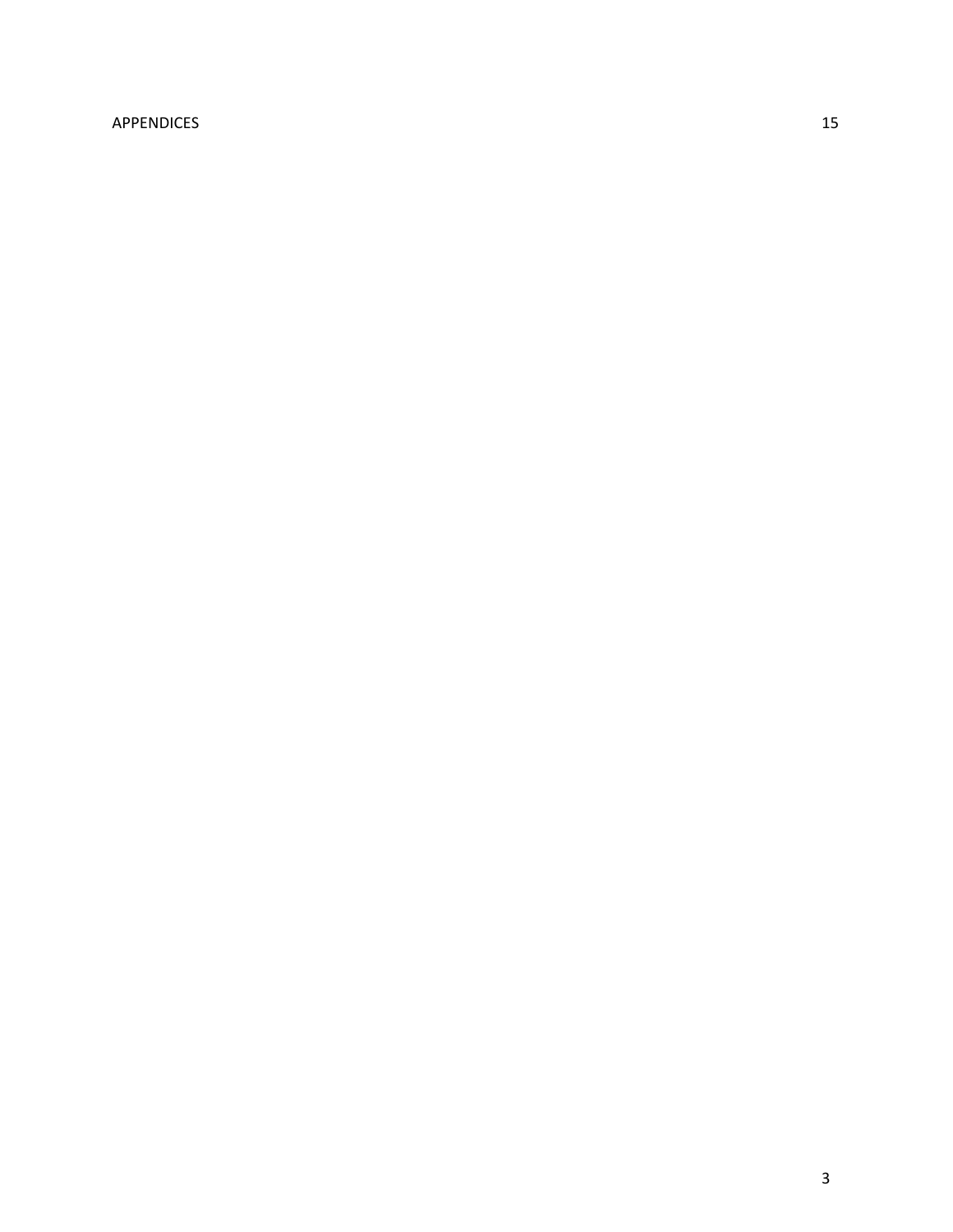APPENDICES 15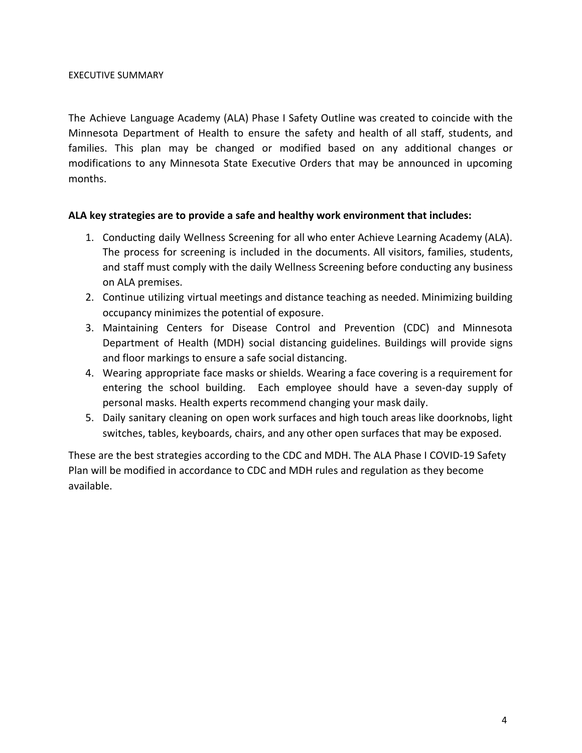EXECUTIVE SUMMARY

The Achieve Language Academy (ALA) Phase I Safety Outline was created to coincide with the Minnesota Department of Health to ensure the safety and health of all staff, students, and families. This plan may be changed or modified based on any additional changes or modifications to any Minnesota State Executive Orders that may be announced in upcoming months.

**ALA key strategies are to provide a safe and healthy work environment that includes:**

1. Conducting daily Wellness Screening for all who enter Achieve Learning Academy (ALA). The process for screening is included in the documents. All visitors, families, students, and staff must comply with the daily Wellness Screening before conducting any business on ALA premises.
2. Continue utilizing virtual meetings and distance teaching as needed. Minimizing building occupancy minimizes the potential of exposure.
3. Maintaining Centers for Disease Control and Prevention (CDC) and Minnesota Department of Health (MDH) social distancing guidelines. Buildings will provide signs and floor markings to ensure a safe social distancing.
4. Wearing appropriate face masks or shields. Wearing a face covering is a requirement for entering the school building. Each employee should have a seven-day supply of personal masks. Health experts recommend changing your mask daily.
5. Daily sanitary cleaning on open work surfaces and high touch areas like doorknobs, light switches, tables, keyboards, chairs, and any other open surfaces that may be exposed.

These are the best strategies according to the CDC and MDH. The ALA Phase I COVID-19 Safety Plan will be modified in accordance to CDC and MDH rules and regulation as they become available.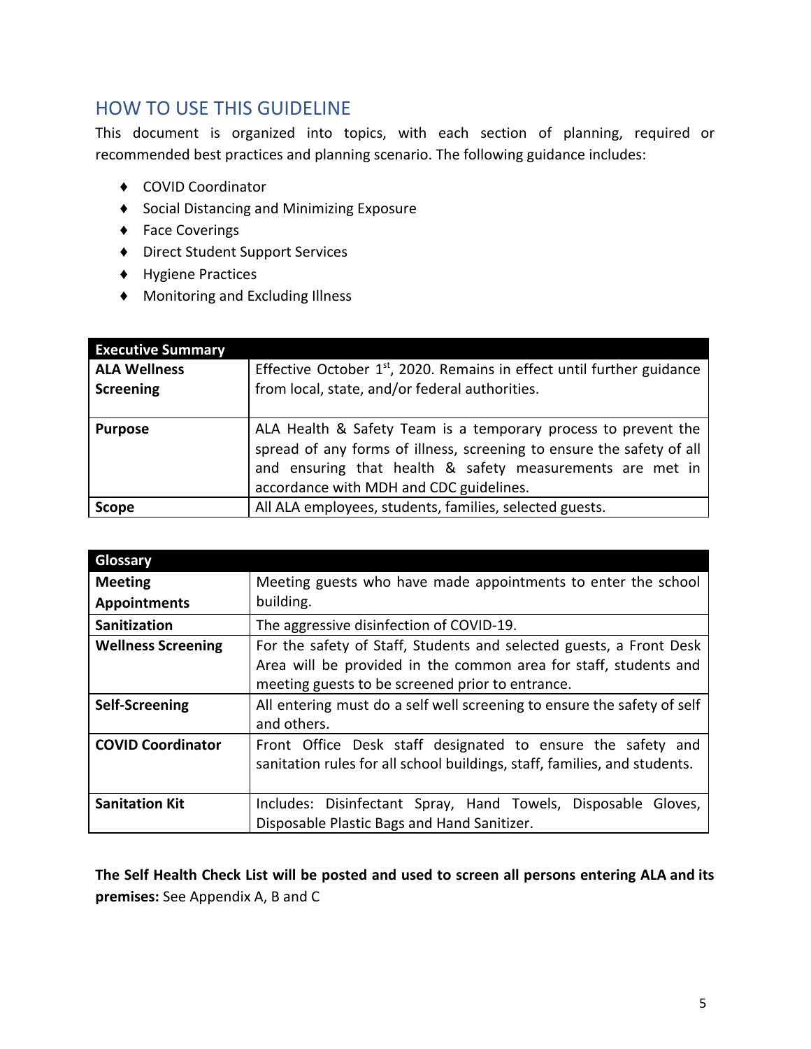## HOW TO USE THIS GUIDELINE

This document is organized into topics, with each section of planning, required or recommended best practices and planning scenario. The following guidance includes:

- COVID Coordinator
- Social Distancing and Minimizing Exposure
- Face Coverings
- Direct Student Support Services
- Hygiene Practices
- Monitoring and Excluding Illness

| **Executive Summary** | |
|---|---|
| **ALA Wellness Screening** | Effective October 1st, 2020. Remains in effect until further guidance from local, state, and/or federal authorities. |
| **Purpose** | ALA Health & Safety Team is a temporary process to prevent the spread of any forms of illness, screening to ensure the safety of all and ensuring that health & safety measurements are met in accordance with MDH and CDC guidelines. |
| **Scope** | All ALA employees, students, families, selected guests. |

| **Glossary** | |
|---|---|
| **Meeting Appointments** | Meeting guests who have made appointments to enter the school building. |
| **Sanitization** | The aggressive disinfection of COVID-19. |
| **Wellness Screening** | For the safety of Staff, Students and selected guests, a Front Desk Area will be provided in the common area for staff, students and meeting guests to be screened prior to entrance. |
| **Self-Screening** | All entering must do a self well screening to ensure the safety of self and others. |
| **COVID Coordinator** | Front Office Desk staff designated to ensure the safety and sanitation rules for all school buildings, staff, families, and students. |
| **Sanitation Kit** | Includes: Disinfectant Spray, Hand Towels, Disposable Gloves, Disposable Plastic Bags and Hand Sanitizer. |

**The Self Health Check List will be posted and used to screen all persons entering ALA and its premises:** See Appendix A, B and C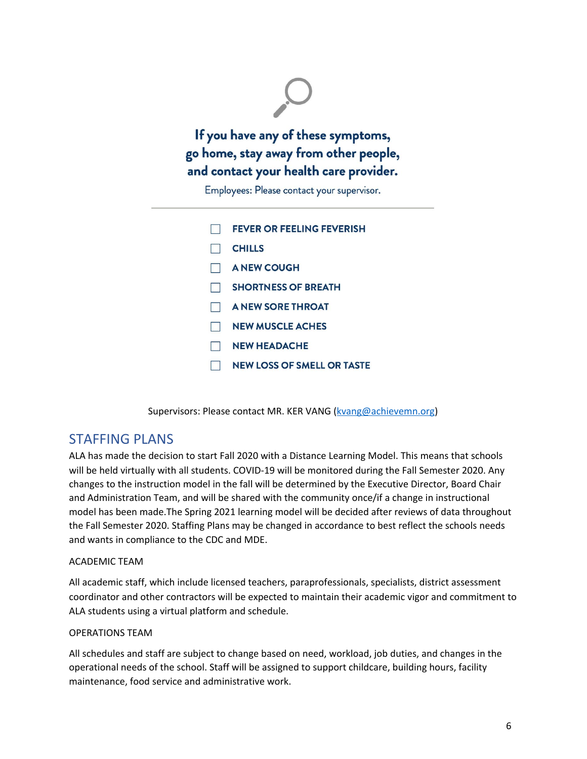**If you have any of these symptoms, go home, stay away from other people, and contact your health care provider.**

Employees: Please contact your supervisor.

---

- ☐ FEVER OR FEELING FEVERISH
- ☐ CHILLS
- ☐ A NEW COUGH
- ☐ SHORTNESS OF BREATH
- ☐ A NEW SORE THROAT
- ☐ NEW MUSCLE ACHES
- ☐ NEW HEADACHE
- ☐ NEW LOSS OF SMELL OR TASTE

Supervisors: Please contact MR. KER VANG (kvang@achievemn.org)

## STAFFING PLANS

ALA has made the decision to start Fall 2020 with a Distance Learning Model. This means that schools will be held virtually with all students. COVID-19 will be monitored during the Fall Semester 2020. Any changes to the instruction model in the fall will be determined by the Executive Director, Board Chair and Administration Team, and will be shared with the community once/if a change in instructional model has been made.The Spring 2021 learning model will be decided after reviews of data throughout the Fall Semester 2020. Staffing Plans may be changed in accordance to best reflect the schools needs and wants in compliance to the CDC and MDE.

### ACADEMIC TEAM

All academic staff, which include licensed teachers, paraprofessionals, specialists, district assessment coordinator and other contractors will be expected to maintain their academic vigor and commitment to ALA students using a virtual platform and schedule.

### OPERATIONS TEAM

All schedules and staff are subject to change based on need, workload, job duties, and changes in the operational needs of the school. Staff will be assigned to support childcare, building hours, facility maintenance, food service and administrative work.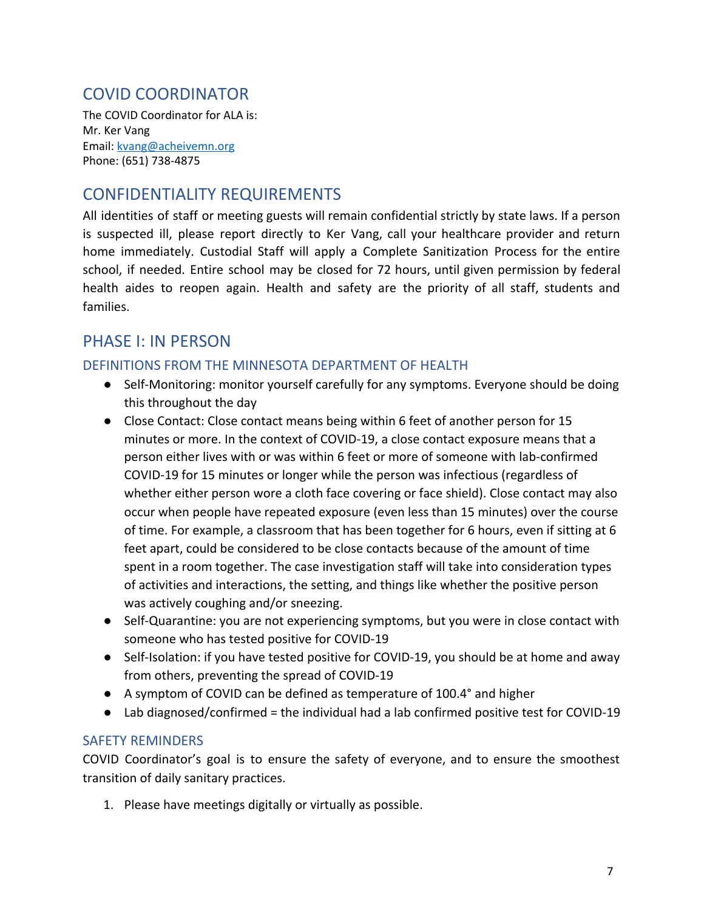## COVID COORDINATOR

The COVID Coordinator for ALA is:
Mr. Ker Vang
Email: [kvang@acheivemn.org](mailto:kvang@acheivemn.org)
Phone: (651) 738-4875

## CONFIDENTIALITY REQUIREMENTS

All identities of staff or meeting guests will remain confidential strictly by state laws. If a person is suspected ill, please report directly to Ker Vang, call your healthcare provider and return home immediately. Custodial Staff will apply a Complete Sanitization Process for the entire school, if needed. Entire school may be closed for 72 hours, until given permission by federal health aides to reopen again. Health and safety are the priority of all staff, students and families.

## PHASE I: IN PERSON

### DEFINITIONS FROM THE MINNESOTA DEPARTMENT OF HEALTH

- Self-Monitoring: monitor yourself carefully for any symptoms. Everyone should be doing this throughout the day
- Close Contact: Close contact means being within 6 feet of another person for 15 minutes or more. In the context of COVID-19, a close contact exposure means that a person either lives with or was within 6 feet or more of someone with lab-confirmed COVID-19 for 15 minutes or longer while the person was infectious (regardless of whether either person wore a cloth face covering or face shield). Close contact may also occur when people have repeated exposure (even less than 15 minutes) over the course of time. For example, a classroom that has been together for 6 hours, even if sitting at 6 feet apart, could be considered to be close contacts because of the amount of time spent in a room together. The case investigation staff will take into consideration types of activities and interactions, the setting, and things like whether the positive person was actively coughing and/or sneezing.
- Self-Quarantine: you are not experiencing symptoms, but you were in close contact with someone who has tested positive for COVID-19
- Self-Isolation: if you have tested positive for COVID-19, you should be at home and away from others, preventing the spread of COVID-19
- A symptom of COVID can be defined as temperature of 100.4° and higher
- Lab diagnosed/confirmed = the individual had a lab confirmed positive test for COVID-19

### SAFETY REMINDERS

COVID Coordinator's goal is to ensure the safety of everyone, and to ensure the smoothest transition of daily sanitary practices.

1. Please have meetings digitally or virtually as possible.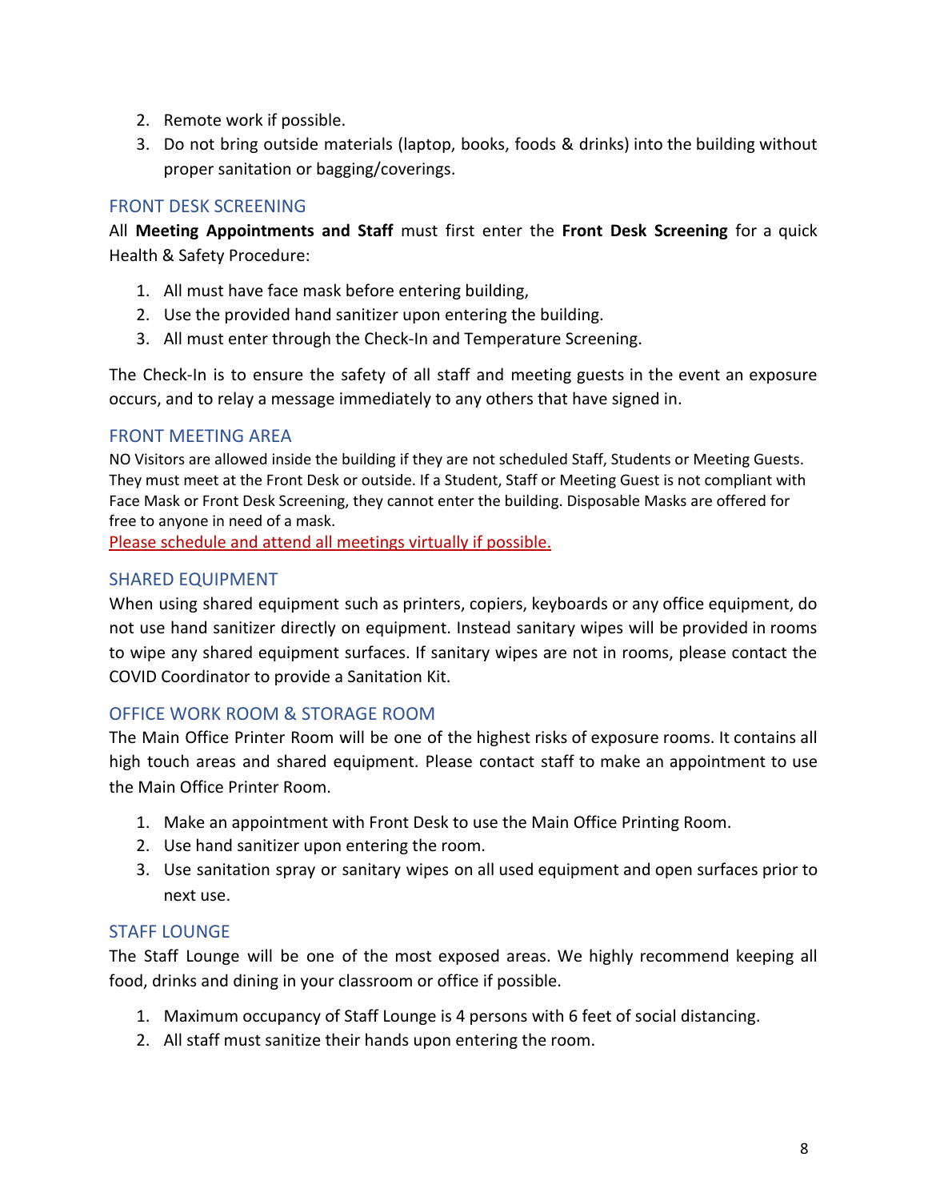2. Remote work if possible.
3. Do not bring outside materials (laptop, books, foods & drinks) into the building without proper sanitation or bagging/coverings.

## FRONT DESK SCREENING

All **Meeting Appointments and Staff** must first enter the **Front Desk Screening** for a quick Health & Safety Procedure:

1. All must have face mask before entering building,
2. Use the provided hand sanitizer upon entering the building.
3. All must enter through the Check-In and Temperature Screening.

The Check-In is to ensure the safety of all staff and meeting guests in the event an exposure occurs, and to relay a message immediately to any others that have signed in.

## FRONT MEETING AREA

NO Visitors are allowed inside the building if they are not scheduled Staff, Students or Meeting Guests. They must meet at the Front Desk or outside. If a Student, Staff or Meeting Guest is not compliant with Face Mask or Front Desk Screening, they cannot enter the building. Disposable Masks are offered for free to anyone in need of a mask.

<u>Please schedule and attend all meetings virtually if possible.</u>

## SHARED EQUIPMENT

When using shared equipment such as printers, copiers, keyboards or any office equipment, do not use hand sanitizer directly on equipment. Instead sanitary wipes will be provided in rooms to wipe any shared equipment surfaces. If sanitary wipes are not in rooms, please contact the COVID Coordinator to provide a Sanitation Kit.

## OFFICE WORK ROOM & STORAGE ROOM

The Main Office Printer Room will be one of the highest risks of exposure rooms. It contains all high touch areas and shared equipment. Please contact staff to make an appointment to use the Main Office Printer Room.

1. Make an appointment with Front Desk to use the Main Office Printing Room.
2. Use hand sanitizer upon entering the room.
3. Use sanitation spray or sanitary wipes on all used equipment and open surfaces prior to next use.

## STAFF LOUNGE

The Staff Lounge will be one of the most exposed areas. We highly recommend keeping all food, drinks and dining in your classroom or office if possible.

1. Maximum occupancy of Staff Lounge is 4 persons with 6 feet of social distancing.
2. All staff must sanitize their hands upon entering the room.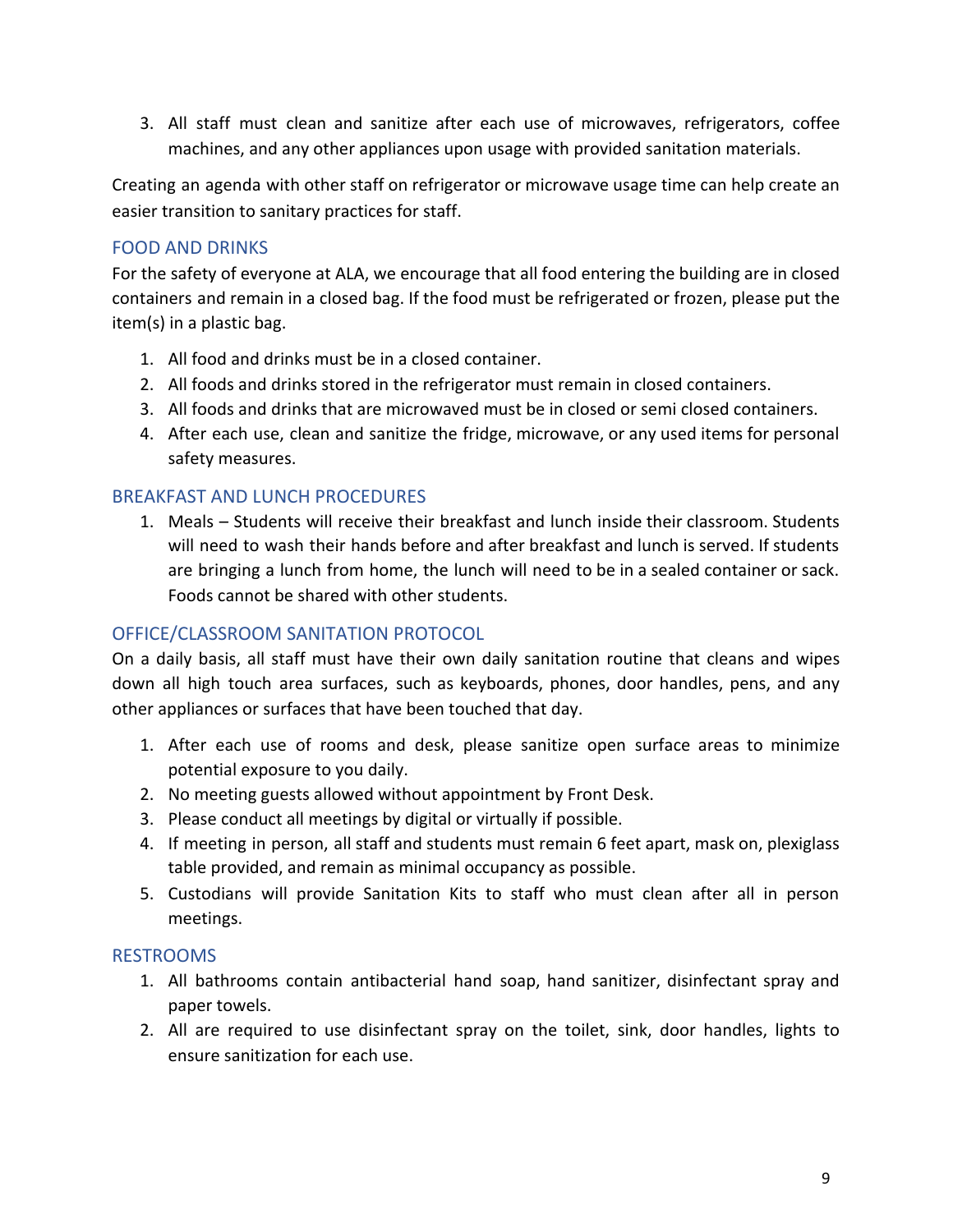3. All staff must clean and sanitize after each use of microwaves, refrigerators, coffee machines, and any other appliances upon usage with provided sanitation materials.

Creating an agenda with other staff on refrigerator or microwave usage time can help create an easier transition to sanitary practices for staff.

## FOOD AND DRINKS

For the safety of everyone at ALA, we encourage that all food entering the building are in closed containers and remain in a closed bag. If the food must be refrigerated or frozen, please put the item(s) in a plastic bag.

1. All food and drinks must be in a closed container.
2. All foods and drinks stored in the refrigerator must remain in closed containers.
3. All foods and drinks that are microwaved must be in closed or semi closed containers.
4. After each use, clean and sanitize the fridge, microwave, or any used items for personal safety measures.

## BREAKFAST AND LUNCH PROCEDURES

1. Meals – Students will receive their breakfast and lunch inside their classroom. Students will need to wash their hands before and after breakfast and lunch is served. If students are bringing a lunch from home, the lunch will need to be in a sealed container or sack. Foods cannot be shared with other students.

## OFFICE/CLASSROOM SANITATION PROTOCOL

On a daily basis, all staff must have their own daily sanitation routine that cleans and wipes down all high touch area surfaces, such as keyboards, phones, door handles, pens, and any other appliances or surfaces that have been touched that day.

1. After each use of rooms and desk, please sanitize open surface areas to minimize potential exposure to you daily.
2. No meeting guests allowed without appointment by Front Desk.
3. Please conduct all meetings by digital or virtually if possible.
4. If meeting in person, all staff and students must remain 6 feet apart, mask on, plexiglass table provided, and remain as minimal occupancy as possible.
5. Custodians will provide Sanitation Kits to staff who must clean after all in person meetings.

## RESTROOMS

1. All bathrooms contain antibacterial hand soap, hand sanitizer, disinfectant spray and paper towels.
2. All are required to use disinfectant spray on the toilet, sink, door handles, lights to ensure sanitization for each use.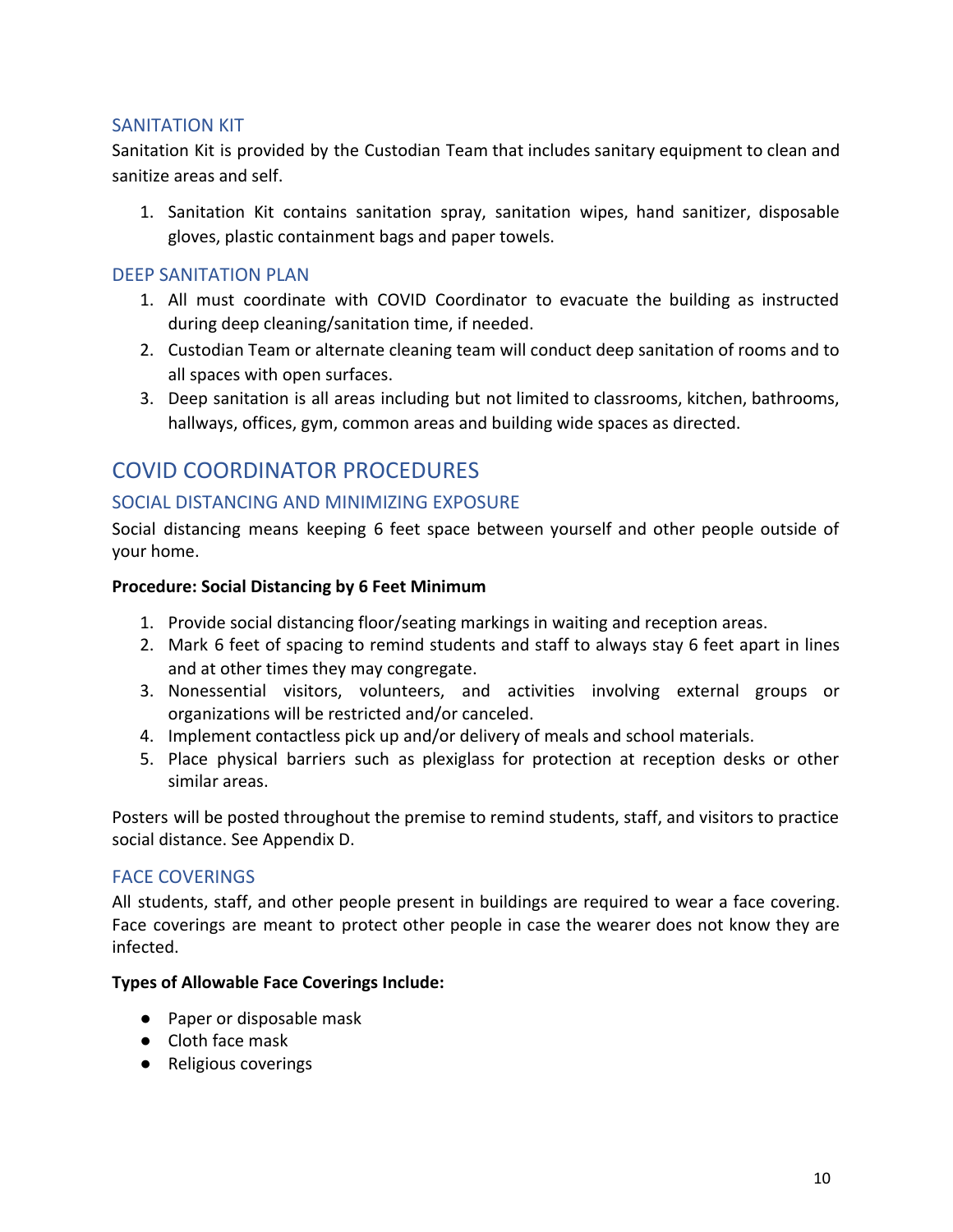### SANITATION KIT

Sanitation Kit is provided by the Custodian Team that includes sanitary equipment to clean and sanitize areas and self.

1. Sanitation Kit contains sanitation spray, sanitation wipes, hand sanitizer, disposable gloves, plastic containment bags and paper towels.

### DEEP SANITATION PLAN

1. All must coordinate with COVID Coordinator to evacuate the building as instructed during deep cleaning/sanitation time, if needed.
2. Custodian Team or alternate cleaning team will conduct deep sanitation of rooms and to all spaces with open surfaces.
3. Deep sanitation is all areas including but not limited to classrooms, kitchen, bathrooms, hallways, offices, gym, common areas and building wide spaces as directed.

## COVID COORDINATOR PROCEDURES

### SOCIAL DISTANCING AND MINIMIZING EXPOSURE

Social distancing means keeping 6 feet space between yourself and other people outside of your home.

**Procedure: Social Distancing by 6 Feet Minimum**

1. Provide social distancing floor/seating markings in waiting and reception areas.
2. Mark 6 feet of spacing to remind students and staff to always stay 6 feet apart in lines and at other times they may congregate.
3. Nonessential visitors, volunteers, and activities involving external groups or organizations will be restricted and/or canceled.
4. Implement contactless pick up and/or delivery of meals and school materials.
5. Place physical barriers such as plexiglass for protection at reception desks or other similar areas.

Posters will be posted throughout the premise to remind students, staff, and visitors to practice social distance. See Appendix D.

### FACE COVERINGS

All students, staff, and other people present in buildings are required to wear a face covering. Face coverings are meant to protect other people in case the wearer does not know they are infected.

**Types of Allowable Face Coverings Include:**

- Paper or disposable mask
- Cloth face mask
- Religious coverings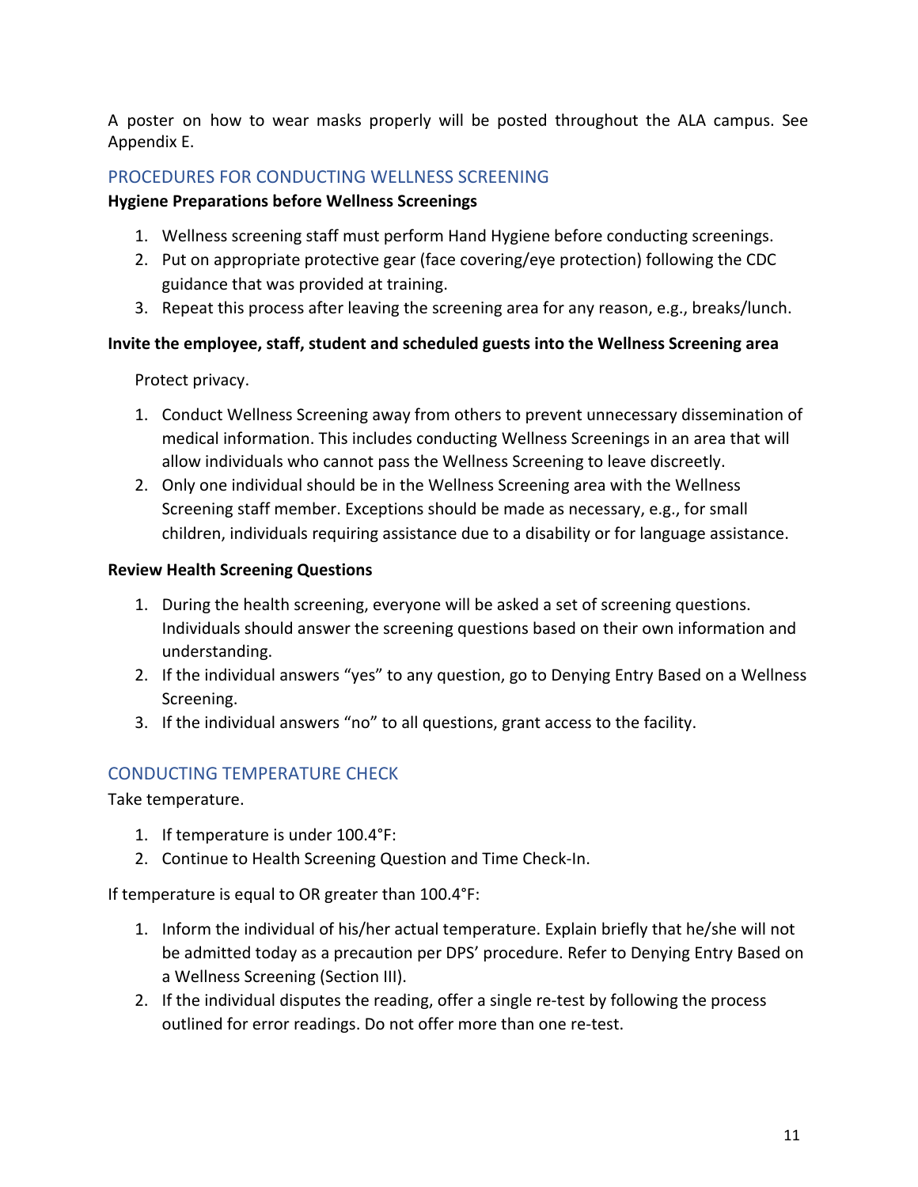A poster on how to wear masks properly will be posted throughout the ALA campus. See Appendix E.

## PROCEDURES FOR CONDUCTING WELLNESS SCREENING

**Hygiene Preparations before Wellness Screenings**

1. Wellness screening staff must perform Hand Hygiene before conducting screenings.
2. Put on appropriate protective gear (face covering/eye protection) following the CDC guidance that was provided at training.
3. Repeat this process after leaving the screening area for any reason, e.g., breaks/lunch.

**Invite the employee, staff, student and scheduled guests into the Wellness Screening area**

Protect privacy.

1. Conduct Wellness Screening away from others to prevent unnecessary dissemination of medical information. This includes conducting Wellness Screenings in an area that will allow individuals who cannot pass the Wellness Screening to leave discreetly.
2. Only one individual should be in the Wellness Screening area with the Wellness Screening staff member. Exceptions should be made as necessary, e.g., for small children, individuals requiring assistance due to a disability or for language assistance.

**Review Health Screening Questions**

1. During the health screening, everyone will be asked a set of screening questions. Individuals should answer the screening questions based on their own information and understanding.
2. If the individual answers "yes" to any question, go to Denying Entry Based on a Wellness Screening.
3. If the individual answers "no" to all questions, grant access to the facility.

## CONDUCTING TEMPERATURE CHECK

Take temperature.

1. If temperature is under 100.4°F:
2. Continue to Health Screening Question and Time Check-In.

If temperature is equal to OR greater than 100.4°F:

1. Inform the individual of his/her actual temperature. Explain briefly that he/she will not be admitted today as a precaution per DPS' procedure. Refer to Denying Entry Based on a Wellness Screening (Section III).
2. If the individual disputes the reading, offer a single re-test by following the process outlined for error readings. Do not offer more than one re-test.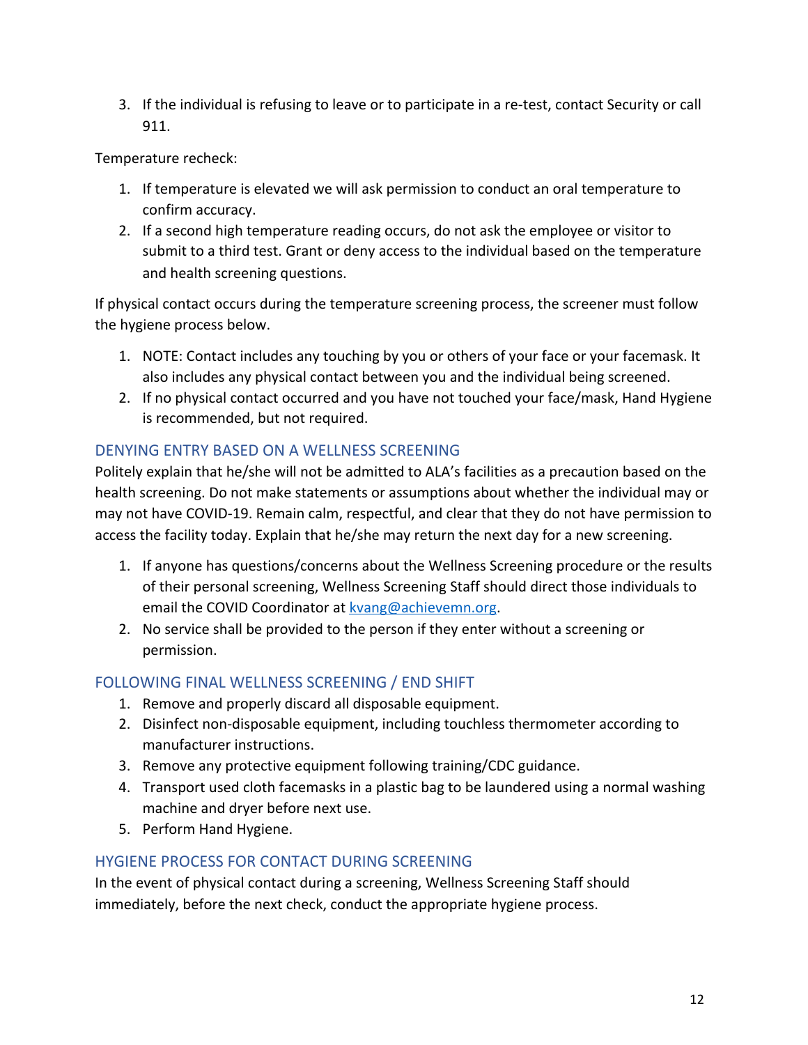3. If the individual is refusing to leave or to participate in a re-test, contact Security or call 911.

Temperature recheck:

1. If temperature is elevated we will ask permission to conduct an oral temperature to confirm accuracy.
2. If a second high temperature reading occurs, do not ask the employee or visitor to submit to a third test. Grant or deny access to the individual based on the temperature and health screening questions.

If physical contact occurs during the temperature screening process, the screener must follow the hygiene process below.

1. NOTE: Contact includes any touching by you or others of your face or your facemask. It also includes any physical contact between you and the individual being screened.
2. If no physical contact occurred and you have not touched your face/mask, Hand Hygiene is recommended, but not required.

## DENYING ENTRY BASED ON A WELLNESS SCREENING

Politely explain that he/she will not be admitted to ALA's facilities as a precaution based on the health screening. Do not make statements or assumptions about whether the individual may or may not have COVID-19. Remain calm, respectful, and clear that they do not have permission to access the facility today. Explain that he/she may return the next day for a new screening.

1. If anyone has questions/concerns about the Wellness Screening procedure or the results of their personal screening, Wellness Screening Staff should direct those individuals to email the COVID Coordinator at [kvang@achievemn.org](mailto:kvang@achievemn.org).
2. No service shall be provided to the person if they enter without a screening or permission.

## FOLLOWING FINAL WELLNESS SCREENING / END SHIFT

1. Remove and properly discard all disposable equipment.
2. Disinfect non-disposable equipment, including touchless thermometer according to manufacturer instructions.
3. Remove any protective equipment following training/CDC guidance.
4. Transport used cloth facemasks in a plastic bag to be laundered using a normal washing machine and dryer before next use.
5. Perform Hand Hygiene.

## HYGIENE PROCESS FOR CONTACT DURING SCREENING

In the event of physical contact during a screening, Wellness Screening Staff should immediately, before the next check, conduct the appropriate hygiene process.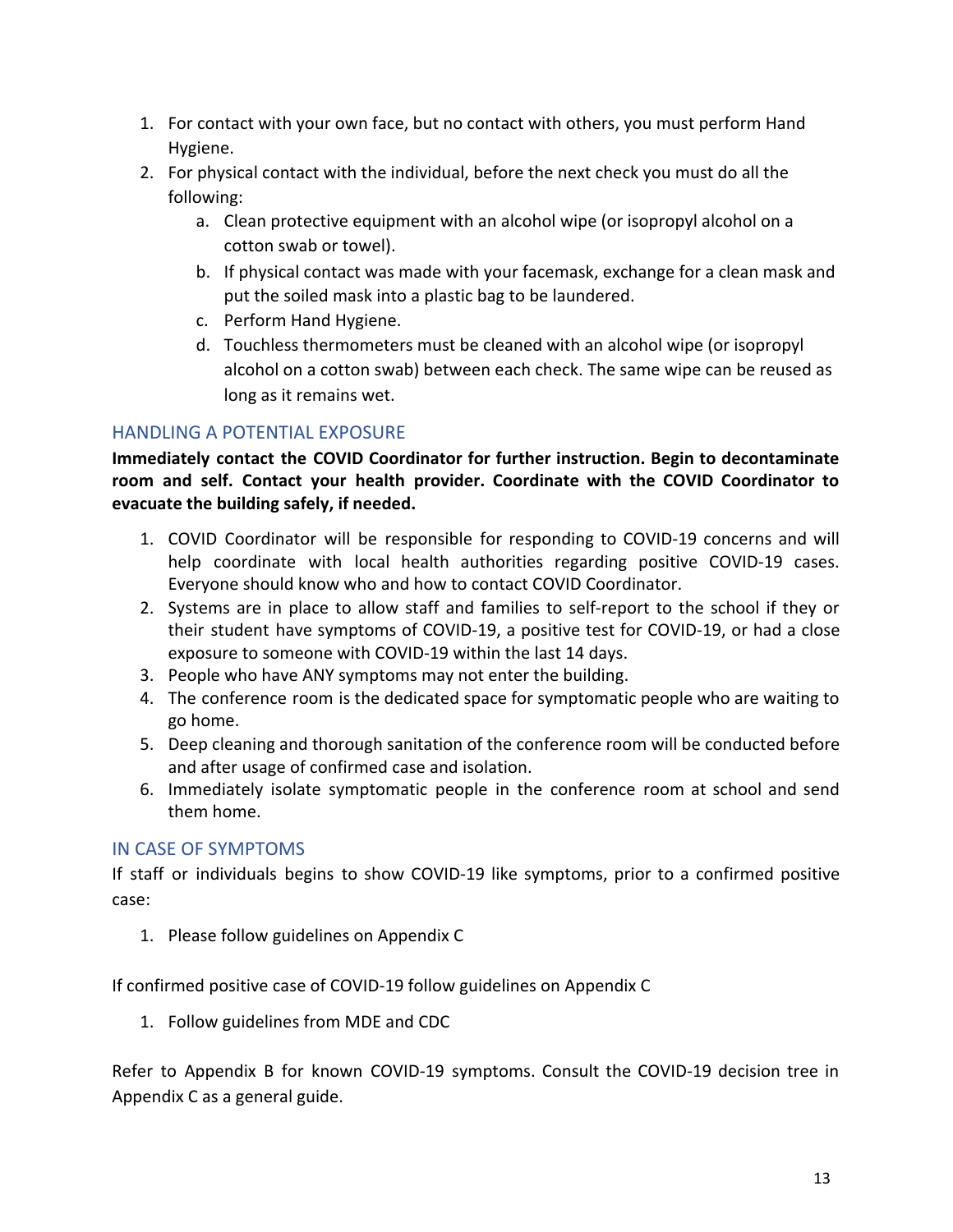1. For contact with your own face, but no contact with others, you must perform Hand Hygiene.
2. For physical contact with the individual, before the next check you must do all the following:
    a. Clean protective equipment with an alcohol wipe (or isopropyl alcohol on a cotton swab or towel).
    b. If physical contact was made with your facemask, exchange for a clean mask and put the soiled mask into a plastic bag to be laundered.
    c. Perform Hand Hygiene.
    d. Touchless thermometers must be cleaned with an alcohol wipe (or isopropyl alcohol on a cotton swab) between each check. The same wipe can be reused as long as it remains wet.

## HANDLING A POTENTIAL EXPOSURE

**Immediately contact the COVID Coordinator for further instruction. Begin to decontaminate room and self. Contact your health provider. Coordinate with the COVID Coordinator to evacuate the building safely, if needed.**

1. COVID Coordinator will be responsible for responding to COVID-19 concerns and will help coordinate with local health authorities regarding positive COVID-19 cases. Everyone should know who and how to contact COVID Coordinator.
2. Systems are in place to allow staff and families to self-report to the school if they or their student have symptoms of COVID-19, a positive test for COVID-19, or had a close exposure to someone with COVID-19 within the last 14 days.
3. People who have ANY symptoms may not enter the building.
4. The conference room is the dedicated space for symptomatic people who are waiting to go home.
5. Deep cleaning and thorough sanitation of the conference room will be conducted before and after usage of confirmed case and isolation.
6. Immediately isolate symptomatic people in the conference room at school and send them home.

## IN CASE OF SYMPTOMS

If staff or individuals begins to show COVID-19 like symptoms, prior to a confirmed positive case:

1. Please follow guidelines on Appendix C

If confirmed positive case of COVID-19 follow guidelines on Appendix C

1. Follow guidelines from MDE and CDC

Refer to Appendix B for known COVID-19 symptoms. Consult the COVID-19 decision tree in Appendix C as a general guide.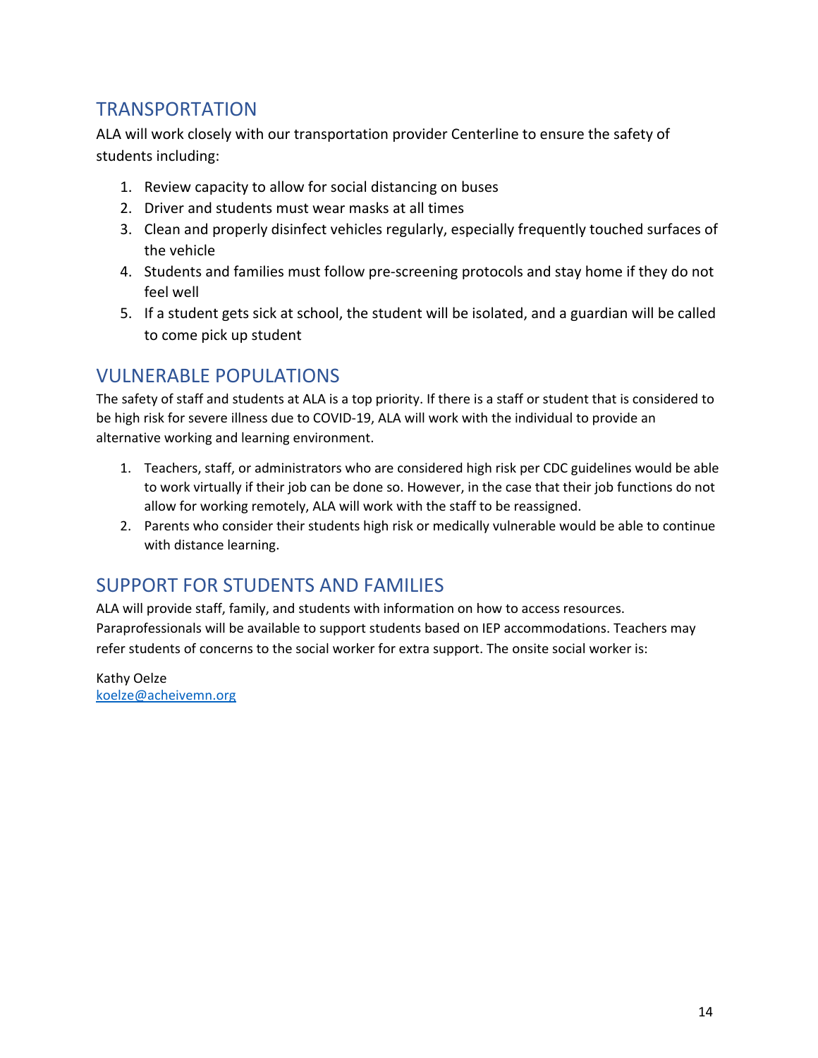## TRANSPORTATION

ALA will work closely with our transportation provider Centerline to ensure the safety of students including:

1. Review capacity to allow for social distancing on buses
2. Driver and students must wear masks at all times
3. Clean and properly disinfect vehicles regularly, especially frequently touched surfaces of the vehicle
4. Students and families must follow pre-screening protocols and stay home if they do not feel well
5. If a student gets sick at school, the student will be isolated, and a guardian will be called to come pick up student

## VULNERABLE POPULATIONS

The safety of staff and students at ALA is a top priority. If there is a staff or student that is considered to be high risk for severe illness due to COVID-19, ALA will work with the individual to provide an alternative working and learning environment.

1. Teachers, staff, or administrators who are considered high risk per CDC guidelines would be able to work virtually if their job can be done so. However, in the case that their job functions do not allow for working remotely, ALA will work with the staff to be reassigned.
2. Parents who consider their students high risk or medically vulnerable would be able to continue with distance learning.

## SUPPORT FOR STUDENTS AND FAMILIES

ALA will provide staff, family, and students with information on how to access resources. Paraprofessionals will be available to support students based on IEP accommodations. Teachers may refer students of concerns to the social worker for extra support. The onsite social worker is:

Kathy Oelze
koelze@acheivemn.org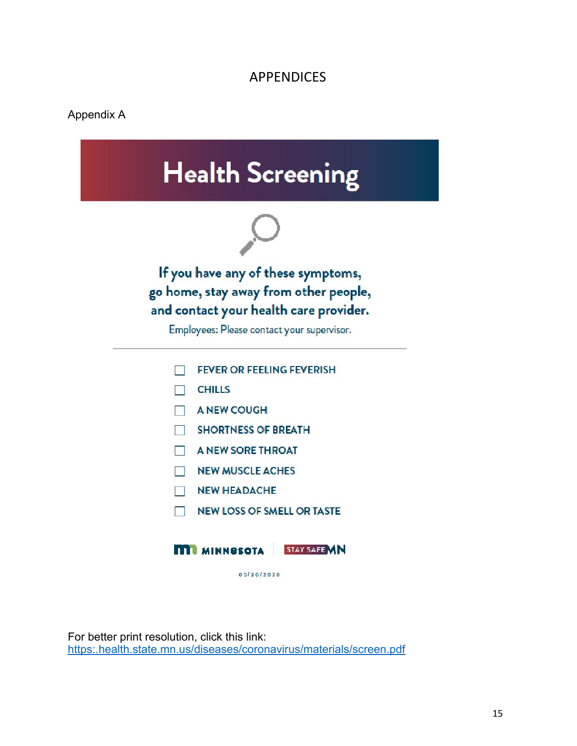# APPENDICES

## Appendix A

# Health Screening

**If you have any of these symptoms, go home, stay away from other people, and contact your health care provider.**

Employees: Please contact your supervisor.

---

- ☐ FEVER OR FEELING FEVERISH
- ☐ CHILLS
- ☐ A NEW COUGH
- ☐ SHORTNESS OF BREATH
- ☐ A NEW SORE THROAT
- ☐ NEW MUSCLE ACHES
- ☐ NEW HEADACHE
- ☐ NEW LOSS OF SMELL OR TASTE

MINNESOTA | STAY SAFE MN

05/20/2020

For better print resolution, click this link:
https:.health.state.mn.us/diseases/coronavirus/materials/screen.pdf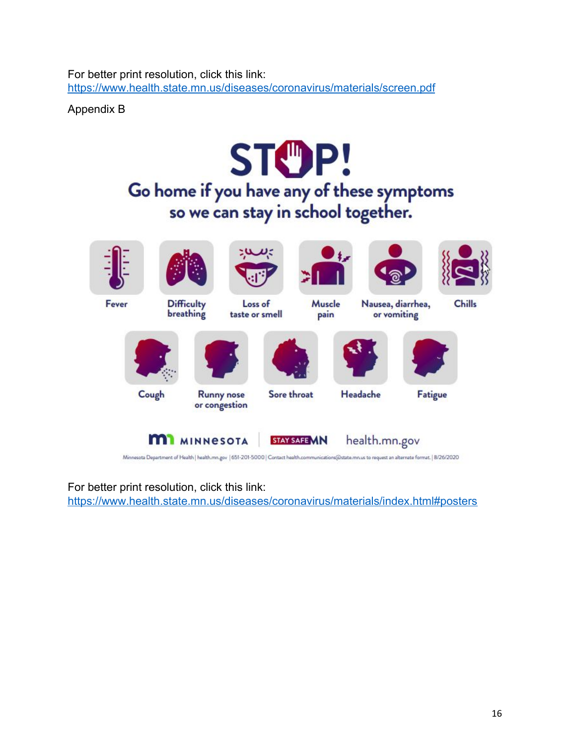For better print resolution, click this link:
https://www.health.state.mn.us/diseases/coronavirus/materials/screen.pdf

Appendix B

# STOP!

## Go home if you have any of these symptoms so we can stay in school together.

- Fever
- Difficulty breathing
- Loss of taste or smell
- Muscle pain
- Nausea, diarrhea, or vomiting
- Chills
- Cough
- Runny nose or congestion
- Sore throat
- Headache
- Fatigue

MINNESOTA | STAY SAFE MN health.mn.gov

Minnesota Department of Health | health.mn.gov | 651-201-5000 | Contact health.communications@state.mn.us to request an alternate format. | 8/26/2020

For better print resolution, click this link:
https://www.health.state.mn.us/diseases/coronavirus/materials/index.html#posters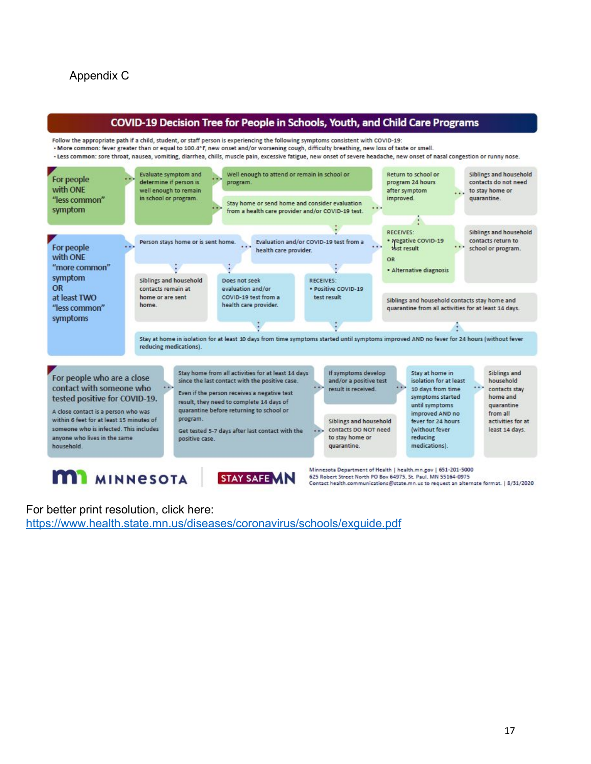Appendix C

# COVID-19 Decision Tree for People in Schools, Youth, and Child Care Programs

Follow the appropriate path if a child, student, or staff person is experiencing the following symptoms consistent with COVID-19:

- **More common**: fever greater than or equal to 100.4°F, new onset and/or worsening cough, difficulty breathing, new loss of taste or smell.
- Less common: sore throat, nausea, vomiting, diarrhea, chills, muscle pain, excessive fatigue, new onset of severe headache, new onset of nasal congestion or runny nose.

## For people with ONE "less common" symptom

Evaluate symptom and determine if person is well enough to remain in school or program.

- Well enough to attend or remain in school or program.
- Stay home or send home and consider evaluation from a health care provider and/or COVID-19 test.
  - Return to school or program 24 hours after symptom improved. → Siblings and household contacts do not need to stay home or quarantine.

## For people with ONE "more common" symptom OR at least TWO "less common" symptoms

Person stays home or is sent home.

- Siblings and household contacts remain at home or are sent home.
- Does not seek evaluation and/or COVID-19 test from a health care provider.
  - Stay at home in isolation for at least 10 days from time symptoms started until symptoms improved AND no fever for 24 hours (without fever reducing medications).
- Evaluation and/or COVID-19 test from a health care provider.
  - RECEIVES:
    - Negative COVID-19 test result
    - OR
    - Alternative diagnosis
    - → Siblings and household contacts return to school or program.
  - RECEIVES:
    - Positive COVID-19 test result
    - → Stay at home in isolation for at least 10 days from time symptoms started until symptoms improved AND no fever for 24 hours (without fever reducing medications).
    - → Siblings and household contacts stay home and quarantine from all activities for at least 14 days.

## For people who are a close contact with someone who tested positive for COVID-19.

A close contact is a person who was within 6 feet for at least 15 minutes of someone who is infected. This includes anyone who lives in the same household.

Stay home from all activities for at least 14 days since the last contact with the positive case.

Even if the person receives a negative test result, they need to complete 14 days of quarantine before returning to school or program.

Get tested 5-7 days after last contact with the positive case.

- If symptoms develop and/or a positive test result is received. → Stay at home in isolation for at least 10 days from time symptoms started until symptoms improved AND no fever for 24 hours (without fever reducing medications). → Siblings and household contacts stay home and quarantine from all activities for at least 14 days.
- Siblings and household contacts DO NOT need to stay home or quarantine.

MINNESOTA | STAY SAFE MN

Minnesota Department of Health | health.mn.gov | 651-201-5000
625 Robert Street North PO Box 64975, St. Paul, MN 55164-0975
Contact health.communications@state.mn.us to request an alternate format. | 8/31/2020

For better print resolution, click here:
https://www.health.state.mn.us/diseases/coronavirus/schools/exguide.pdf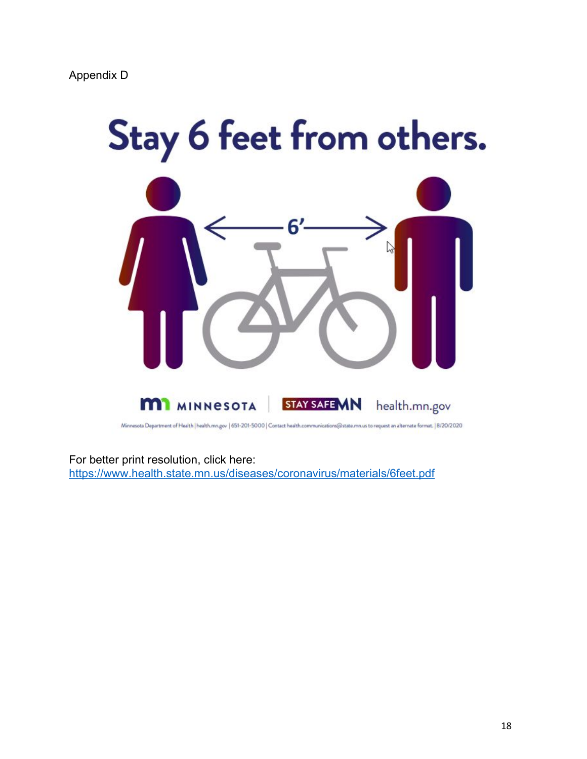Appendix D

# Stay 6 feet from others.

6'

MINNESOTA | STAY SAFE MN health.mn.gov

Minnesota Department of Health | health.mn.gov | 651-201-5000 | Contact health.communications@state.mn.us to request an alternate format. | 8/20/2020

For better print resolution, click here:
https://www.health.state.mn.us/diseases/coronavirus/materials/6feet.pdf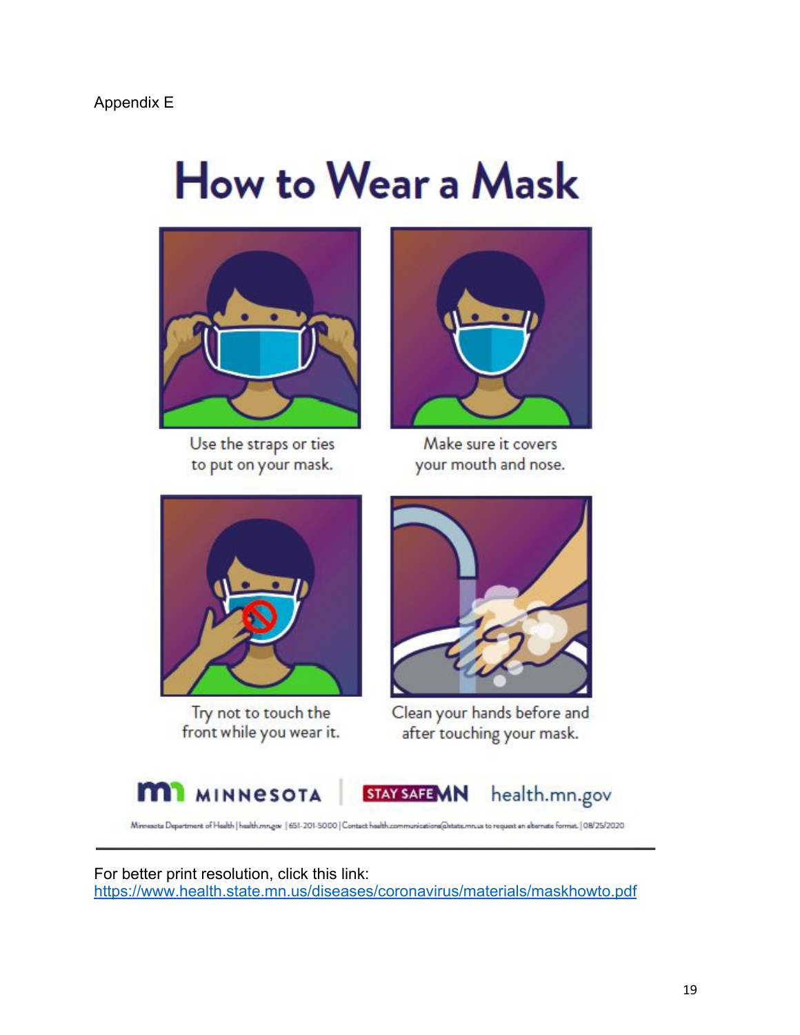Appendix E

# How to Wear a Mask

Use the straps or ties to put on your mask.

Make sure it covers your mouth and nose.

Try not to touch the front while you wear it.

Clean your hands before and after touching your mask.

MINNESOTA | STAY SAFE MN health.mn.gov

Minnesota Department of Health | health.mn.gov | 651-201-5000 | Contact health.communications@state.mn.us to request an alternate format. | 08/25/2020

---

For better print resolution, click this link:
https://www.health.state.mn.us/diseases/coronavirus/materials/maskhowto.pdf